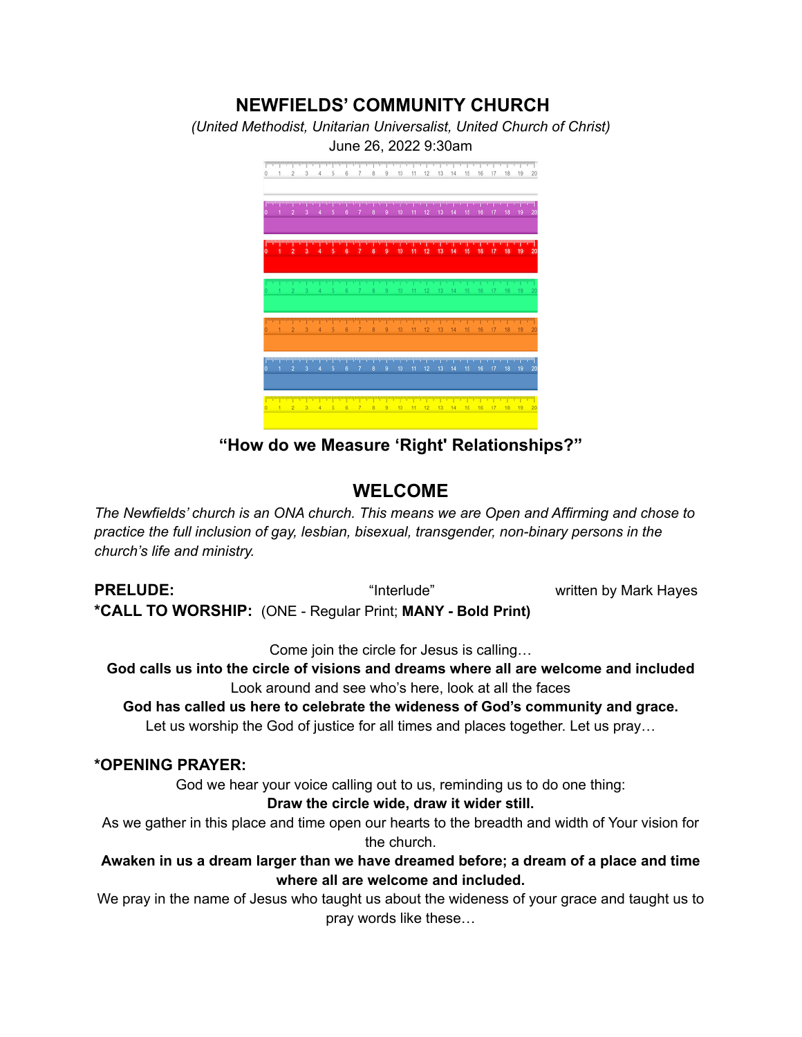# NEWFIELDS' COMMUNITY CHURCH

*(United Methodist, Unitarian Universalist, United Church of Christ)*

June 26, 2022 9:30am

## "How do we Measure 'Right' Relationships?"

## WELCOME

*The Newfields' church is an ONA church. This means we are Open and Affirming and chose to practice the full inclusion of gay, lesbian, bisexual, transgender, non-binary persons in the church's life and ministry.*

**PRELUDE:** "Interlude" written by Mark Hayes

**\*CALL TO WORSHIP:** (ONE - Regular Print; **MANY - Bold Print)**

Come join the circle for Jesus is calling…

**God calls us into the circle of visions and dreams where all are welcome and included**

Look around and see who's here, look at all the faces

**God has called us here to celebrate the wideness of God's community and grace.**

Let us worship the God of justice for all times and places together. Let us pray…

**\*OPENING PRAYER:**

God we hear your voice calling out to us, reminding us to do one thing:

**Draw the circle wide, draw it wider still.**

As we gather in this place and time open our hearts to the breadth and width of Your vision for the church.

**Awaken in us a dream larger than we have dreamed before; a dream of a place and time where all are welcome and included.**

We pray in the name of Jesus who taught us about the wideness of your grace and taught us to pray words like these…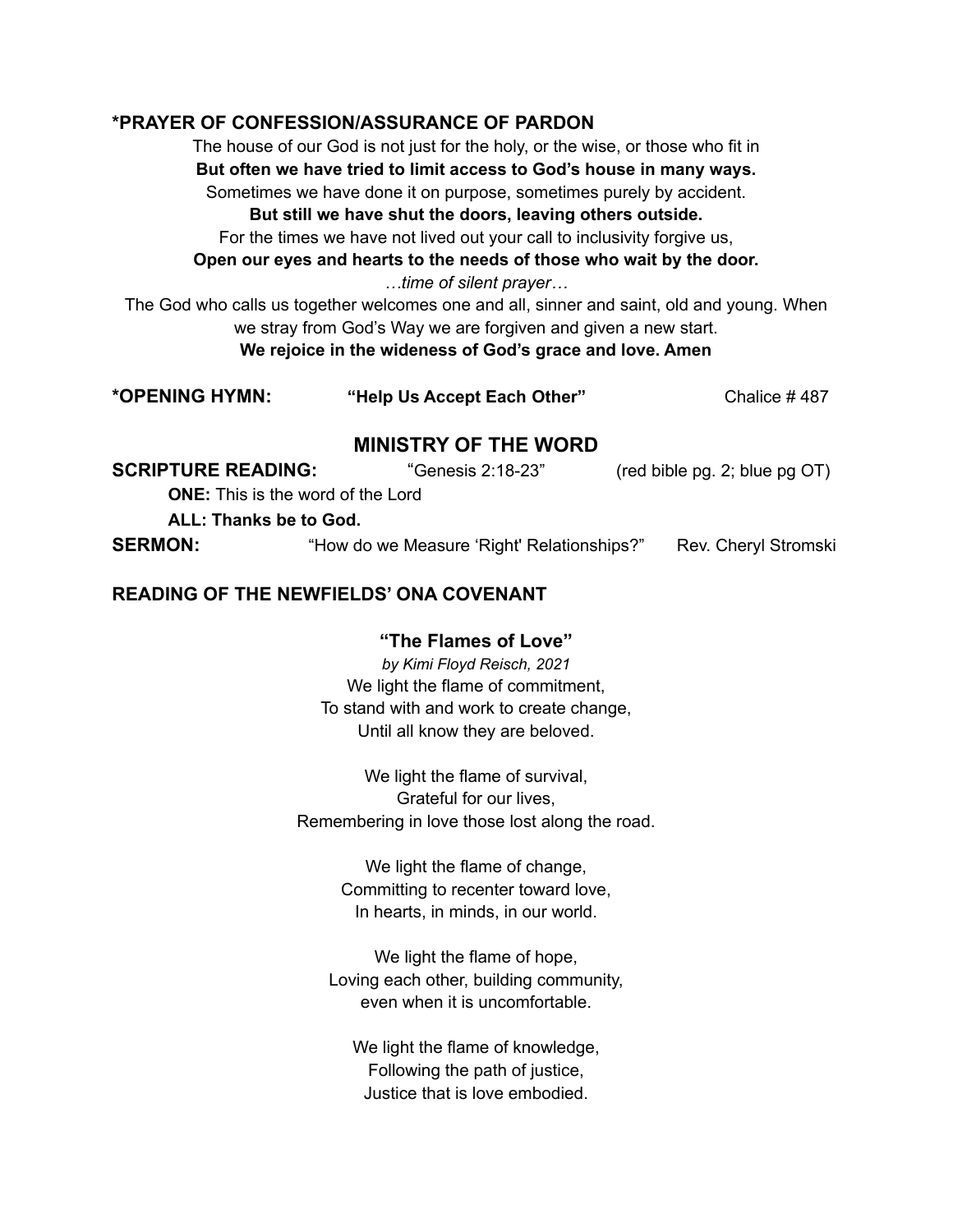### *PRAYER OF CONFESSION/ASSURANCE OF PARDON

The house of our God is not just for the holy, or the wise, or those who fit in
**But often we have tried to limit access to God's house in many ways.**
Sometimes we have done it on purpose, sometimes purely by accident.
**But still we have shut the doors, leaving others outside.**
For the times we have not lived out your call to inclusivity forgive us,
**Open our eyes and hearts to the needs of those who wait by the door.**
*…time of silent prayer…*
The God who calls us together welcomes one and all, sinner and saint, old and young. When we stray from God's Way we are forgiven and given a new start.
**We rejoice in the wideness of God's grace and love. Amen**

**\*OPENING HYMN:** **"Help Us Accept Each Other"** Chalice # 487

## MINISTRY OF THE WORD

**SCRIPTURE READING:** "Genesis 2:18-23" (red bible pg. 2; blue pg OT)

**ONE:** This is the word of the Lord
**ALL: Thanks be to God.**

**SERMON:** "How do we Measure 'Right' Relationships?" Rev. Cheryl Stromski

### READING OF THE NEWFIELDS' ONA COVENANT

**"The Flames of Love"**
*by Kimi Floyd Reisch, 2021*

We light the flame of commitment,
To stand with and work to create change,
Until all know they are beloved.

We light the flame of survival,
Grateful for our lives,
Remembering in love those lost along the road.

We light the flame of change,
Committing to recenter toward love,
In hearts, in minds, in our world.

We light the flame of hope,
Loving each other, building community,
even when it is uncomfortable.

We light the flame of knowledge,
Following the path of justice,
Justice that is love embodied.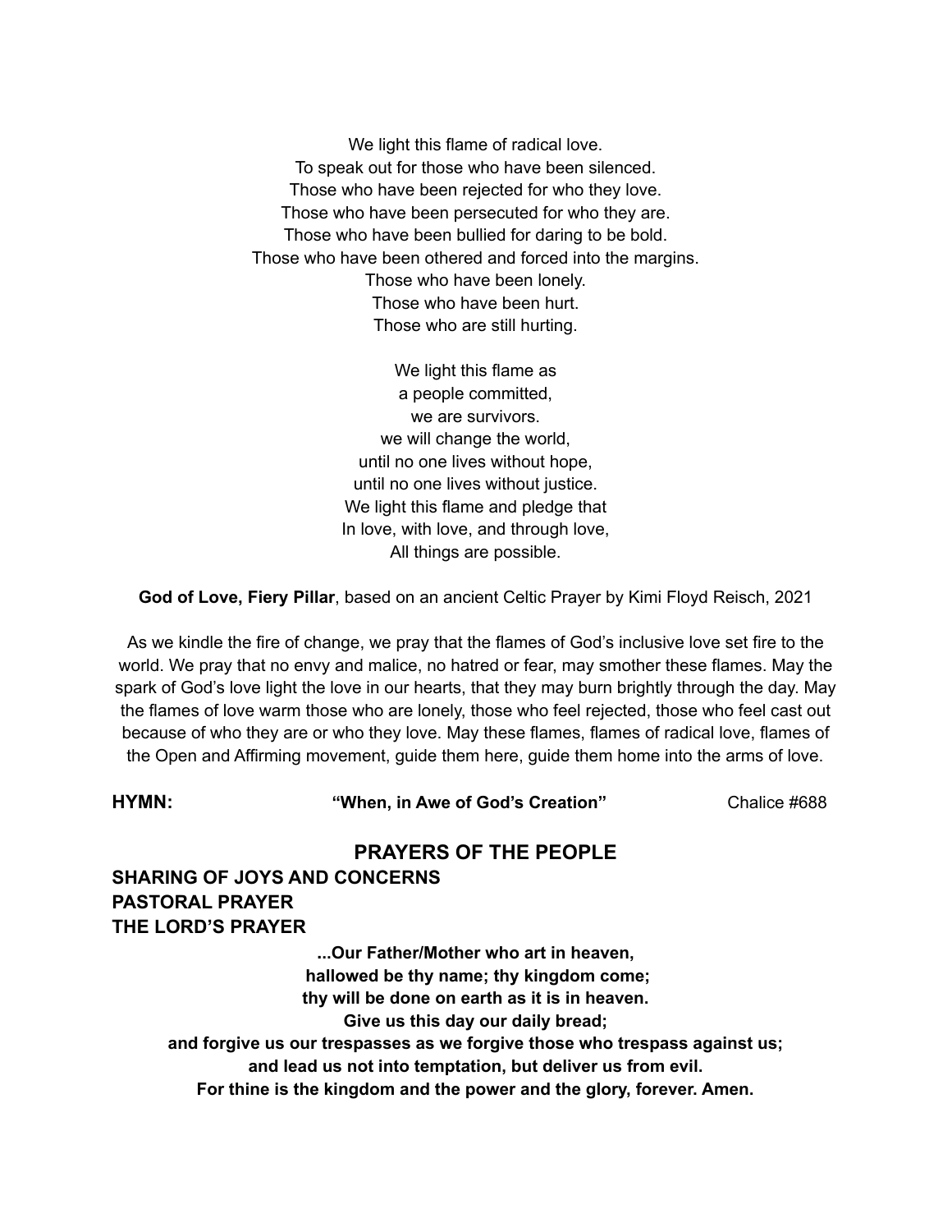We light this flame of radical love.  
To speak out for those who have been silenced.  
Those who have been rejected for who they love.  
Those who have been persecuted for who they are.  
Those who have been bullied for daring to be bold.  
Those who have been othered and forced into the margins.  
Those who have been lonely.  
Those who have been hurt.  
Those who are still hurting.

We light this flame as  
a people committed,  
we are survivors.  
we will change the world,  
until no one lives without hope,  
until no one lives without justice.  
We light this flame and pledge that  
In love, with love, and through love,  
All things are possible.

**God of Love, Fiery Pillar**, based on an ancient Celtic Prayer by Kimi Floyd Reisch, 2021

As we kindle the fire of change, we pray that the flames of God's inclusive love set fire to the world. We pray that no envy and malice, no hatred or fear, may smother these flames. May the spark of God's love light the love in our hearts, that they may burn brightly through the day. May the flames of love warm those who are lonely, those who feel rejected, those who feel cast out because of who they are or who they love. May these flames, flames of radical love, flames of the Open and Affirming movement, guide them here, guide them home into the arms of love.

**HYMN:** **"When, in Awe of God's Creation"** Chalice #688

## PRAYERS OF THE PEOPLE

**SHARING OF JOYS AND CONCERNS**  
**PASTORAL PRAYER**  
**THE LORD'S PRAYER**

**...Our Father/Mother who art in heaven,**  
**hallowed be thy name; thy kingdom come;**  
**thy will be done on earth as it is in heaven.**  
**Give us this day our daily bread;**  
**and forgive us our trespasses as we forgive those who trespass against us;**  
**and lead us not into temptation, but deliver us from evil.**  
**For thine is the kingdom and the power and the glory, forever. Amen.**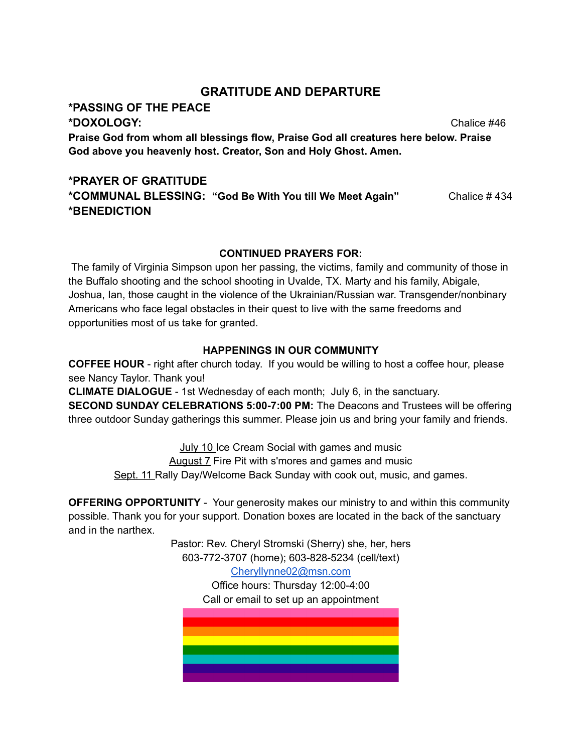## GRATITUDE AND DEPARTURE

**\*PASSING OF THE PEACE**

**\*DOXOLOGY:** Chalice #46

**Praise God from whom all blessings flow, Praise God all creatures here below. Praise God above you heavenly host. Creator, Son and Holy Ghost. Amen.**

**\*PRAYER OF GRATITUDE**

**\*COMMUNAL BLESSING: "God Be With You till We Meet Again"** Chalice # 434

**\*BENEDICTION**

### CONTINUED PRAYERS FOR:

The family of Virginia Simpson upon her passing, the victims, family and community of those in the Buffalo shooting and the school shooting in Uvalde, TX. Marty and his family, Abigale, Joshua, Ian, those caught in the violence of the Ukrainian/Russian war. Transgender/nonbinary Americans who face legal obstacles in their quest to live with the same freedoms and opportunities most of us take for granted.

### HAPPENINGS IN OUR COMMUNITY

**COFFEE HOUR** - right after church today. If you would be willing to host a coffee hour, please see Nancy Taylor. Thank you!

**CLIMATE DIALOGUE** - 1st Wednesday of each month; July 6, in the sanctuary.

**SECOND SUNDAY CELEBRATIONS 5:00-7:00 PM:** The Deacons and Trustees will be offering three outdoor Sunday gatherings this summer. Please join us and bring your family and friends.

July 10 Ice Cream Social with games and music
August 7 Fire Pit with s'mores and games and music
Sept. 11 Rally Day/Welcome Back Sunday with cook out, music, and games.

**OFFERING OPPORTUNITY** - Your generosity makes our ministry to and within this community possible. Thank you for your support. Donation boxes are located in the back of the sanctuary and in the narthex.

Pastor: Rev. Cheryl Stromski (Sherry) she, her, hers
603-772-3707 (home); 603-828-5234 (cell/text)
Cheryllynne02@msn.com
Office hours: Thursday 12:00-4:00
Call or email to set up an appointment